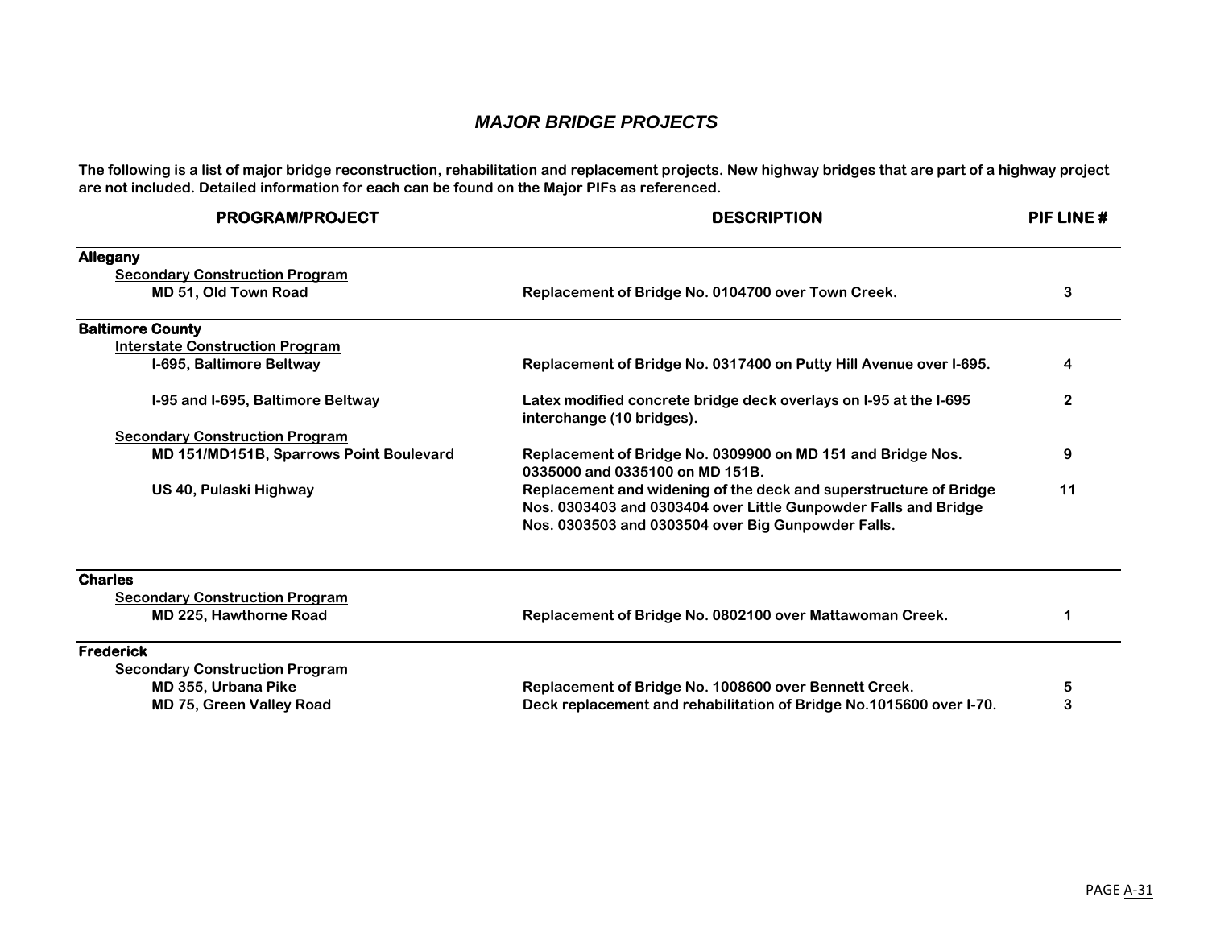# *MAJOR BRIDGE PROJECTS*

**The following is a list of major bridge reconstruction, rehabilitation and replacement projects. New highway bridges that are part of a highway project are not included. Detailed information for each can be found on the Major PIFs as referenced.**

| PROGRAM/PROJECT | DESCRIPTION | PIF LINE # |
|---|---|---|
| **Allegany** | | |
| <u>Secondary Construction Program</u> | | |
| MD 51, Old Town Road | Replacement of Bridge No. 0104700 over Town Creek. | 3 |
| **Baltimore County** | | |
| <u>Interstate Construction Program</u> | | |
| I-695, Baltimore Beltway | Replacement of Bridge No. 0317400 on Putty Hill Avenue over I-695. | 4 |
| I-95 and I-695, Baltimore Beltway | Latex modified concrete bridge deck overlays on I-95 at the I-695 interchange (10 bridges). | 2 |
| <u>Secondary Construction Program</u> | | |
| MD 151/MD151B, Sparrows Point Boulevard | Replacement of Bridge No. 0309900 on MD 151 and Bridge Nos. 0335000 and 0335100 on MD 151B. | 9 |
| US 40, Pulaski Highway | Replacement and widening of the deck and superstructure of Bridge Nos. 0303403 and 0303404 over Little Gunpowder Falls and Bridge Nos. 0303503 and 0303504 over Big Gunpowder Falls. | 11 |
| **Charles** | | |
| <u>Secondary Construction Program</u> | | |
| MD 225, Hawthorne Road | Replacement of Bridge No. 0802100 over Mattawoman Creek. | 1 |
| **Frederick** | | |
| <u>Secondary Construction Program</u> | | |
| MD 355, Urbana Pike | Replacement of Bridge No. 1008600 over Bennett Creek. | 5 |
| MD 75, Green Valley Road | Deck replacement and rehabilitation of Bridge No.1015600 over I-70. | 3 |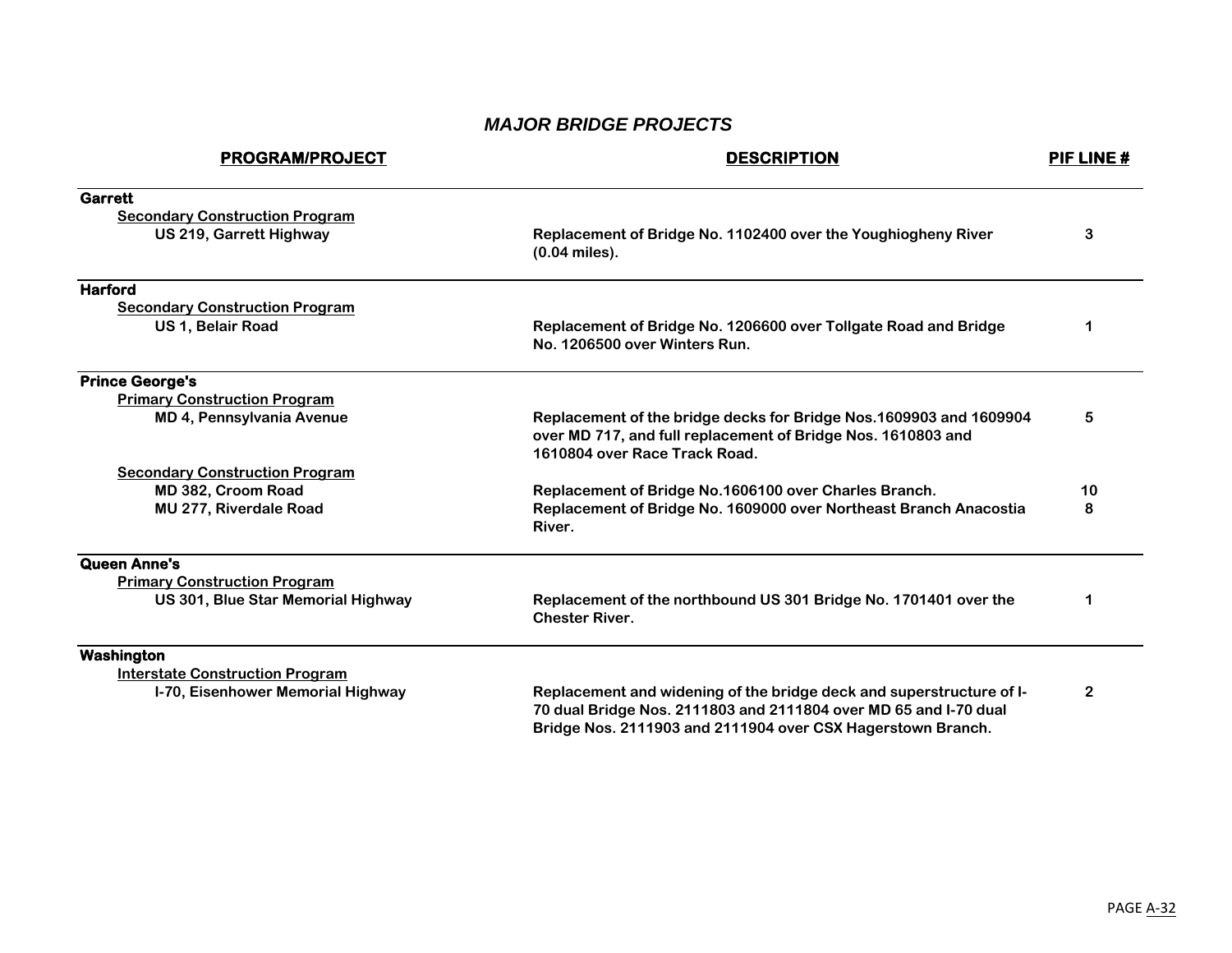# *MAJOR BRIDGE PROJECTS*

| PROGRAM/PROJECT | DESCRIPTION | PIF LINE # |
|---|---|---|
| **Garrett** | | |
| **Secondary Construction Program** | | |
| US 219, Garrett Highway | Replacement of Bridge No. 1102400 over the Youghiogheny River (0.04 miles). | 3 |
| **Harford** | | |
| **Secondary Construction Program** | | |
| US 1, Belair Road | Replacement of Bridge No. 1206600 over Tollgate Road and Bridge No. 1206500 over Winters Run. | 1 |
| **Prince George's** | | |
| **Primary Construction Program** | | |
| MD 4, Pennsylvania Avenue | Replacement of the bridge decks for Bridge Nos.1609903 and 1609904 over MD 717, and full replacement of Bridge Nos. 1610803 and 1610804 over Race Track Road. | 5 |
| **Secondary Construction Program** | | |
| MD 382, Croom Road | Replacement of Bridge No.1606100 over Charles Branch. | 10 |
| MU 277, Riverdale Road | Replacement of Bridge No. 1609000 over Northeast Branch Anacostia River. | 8 |
| **Queen Anne's** | | |
| **Primary Construction Program** | | |
| US 301, Blue Star Memorial Highway | Replacement of the northbound US 301 Bridge No. 1701401 over the Chester River. | 1 |
| **Washington** | | |
| **Interstate Construction Program** | | |
| I-70, Eisenhower Memorial Highway | Replacement and widening of the bridge deck and superstructure of I-70 dual Bridge Nos. 2111803 and 2111804 over MD 65 and I-70 dual Bridge Nos. 2111903 and 2111904 over CSX Hagerstown Branch. | 2 |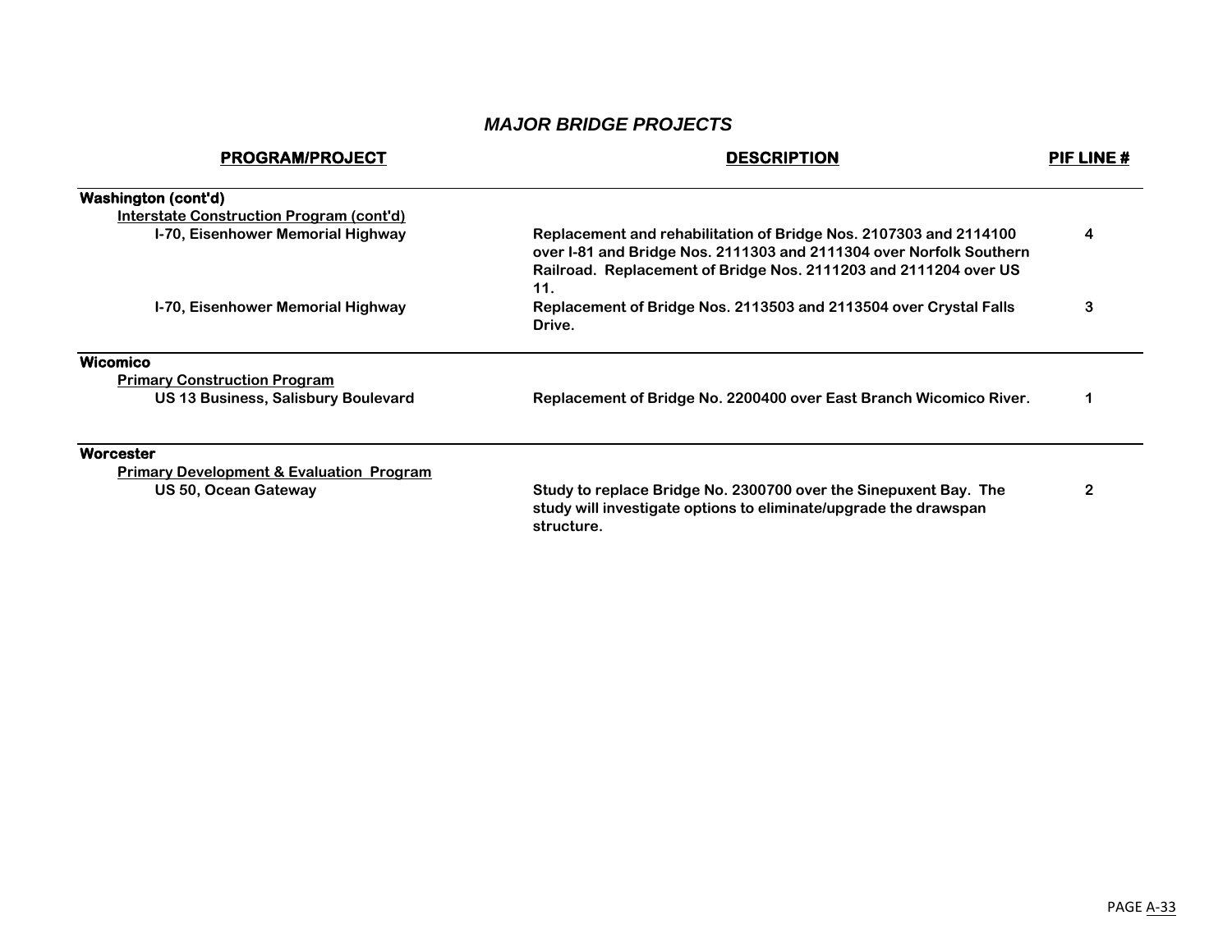## *MAJOR BRIDGE PROJECTS*

| PROGRAM/PROJECT | DESCRIPTION | PIF LINE # |
|---|---|---|
| **Washington (cont'd)** | | |
| Interstate Construction Program (cont'd) | | |
| I-70, Eisenhower Memorial Highway | Replacement and rehabilitation of Bridge Nos. 2107303 and 2114100 over I-81 and Bridge Nos. 2111303 and 2111304 over Norfolk Southern Railroad. Replacement of Bridge Nos. 2111203 and 2111204 over US 11. | 4 |
| I-70, Eisenhower Memorial Highway | Replacement of Bridge Nos. 2113503 and 2113504 over Crystal Falls Drive. | 3 |
| **Wicomico** | | |
| Primary Construction Program | | |
| US 13 Business, Salisbury Boulevard | Replacement of Bridge No. 2200400 over East Branch Wicomico River. | 1 |
| **Worcester** | | |
| Primary Development & Evaluation Program | | |
| US 50, Ocean Gateway | Study to replace Bridge No. 2300700 over the Sinepuxent Bay. The study will investigate options to eliminate/upgrade the drawspan structure. | 2 |